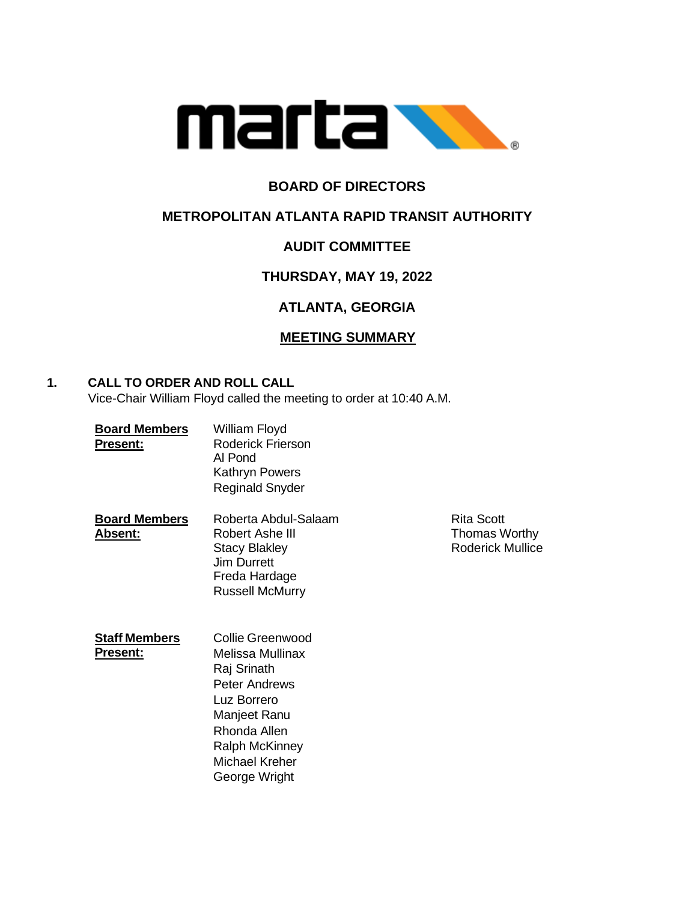**BOARD OF DIRECTORS**

**METROPOLITAN ATLANTA RAPID TRANSIT AUTHORITY**

**AUDIT COMMITTEE**

**THURSDAY, MAY 19, 2022**

**ATLANTA, GEORGIA**

**MEETING SUMMARY**

## 1. CALL TO ORDER AND ROLL CALL

Vice-Chair William Floyd called the meeting to order at 10:40 A.M.

**Board Members Present:**

William Floyd
Roderick Frierson
Al Pond
Kathryn Powers
Reginald Snyder

**Board Members Absent:**

Roberta Abdul-Salaam
Robert Ashe III
Stacy Blakley
Jim Durrett
Freda Hardage
Russell McMurry
Rita Scott
Thomas Worthy
Roderick Mullice

**Staff Members Present:**

Collie Greenwood
Melissa Mullinax
Raj Srinath
Peter Andrews
Luz Borrero
Manjeet Ranu
Rhonda Allen
Ralph McKinney
Michael Kreher
George Wright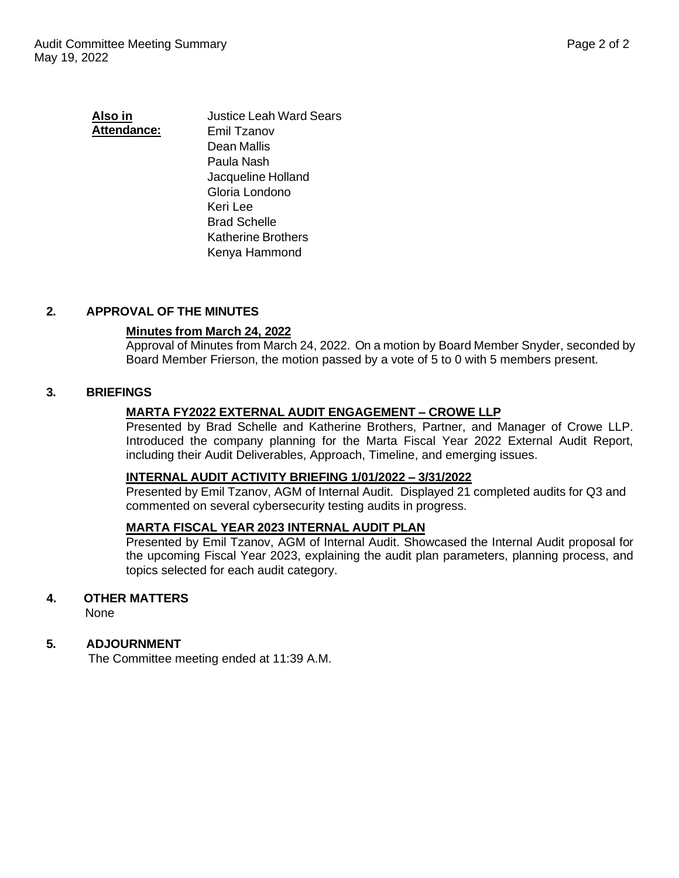**Also in Attendance:**

Justice Leah Ward Sears
Emil Tzanov
Dean Mallis
Paula Nash
Jacqueline Holland
Gloria Londono
Keri Lee
Brad Schelle
Katherine Brothers
Kenya Hammond

## 2. APPROVAL OF THE MINUTES

### Minutes from March 24, 2022

Approval of Minutes from March 24, 2022. On a motion by Board Member Snyder, seconded by Board Member Frierson, the motion passed by a vote of 5 to 0 with 5 members present.

## 3. BRIEFINGS

### MARTA FY2022 EXTERNAL AUDIT ENGAGEMENT – CROWE LLP

Presented by Brad Schelle and Katherine Brothers, Partner, and Manager of Crowe LLP. Introduced the company planning for the Marta Fiscal Year 2022 External Audit Report, including their Audit Deliverables, Approach, Timeline, and emerging issues.

### INTERNAL AUDIT ACTIVITY BRIEFING 1/01/2022 – 3/31/2022

Presented by Emil Tzanov, AGM of Internal Audit. Displayed 21 completed audits for Q3 and commented on several cybersecurity testing audits in progress.

### MARTA FISCAL YEAR 2023 INTERNAL AUDIT PLAN

Presented by Emil Tzanov, AGM of Internal Audit. Showcased the Internal Audit proposal for the upcoming Fiscal Year 2023, explaining the audit plan parameters, planning process, and topics selected for each audit category.

## 4. OTHER MATTERS

None

## 5. ADJOURNMENT

The Committee meeting ended at 11:39 A.M.